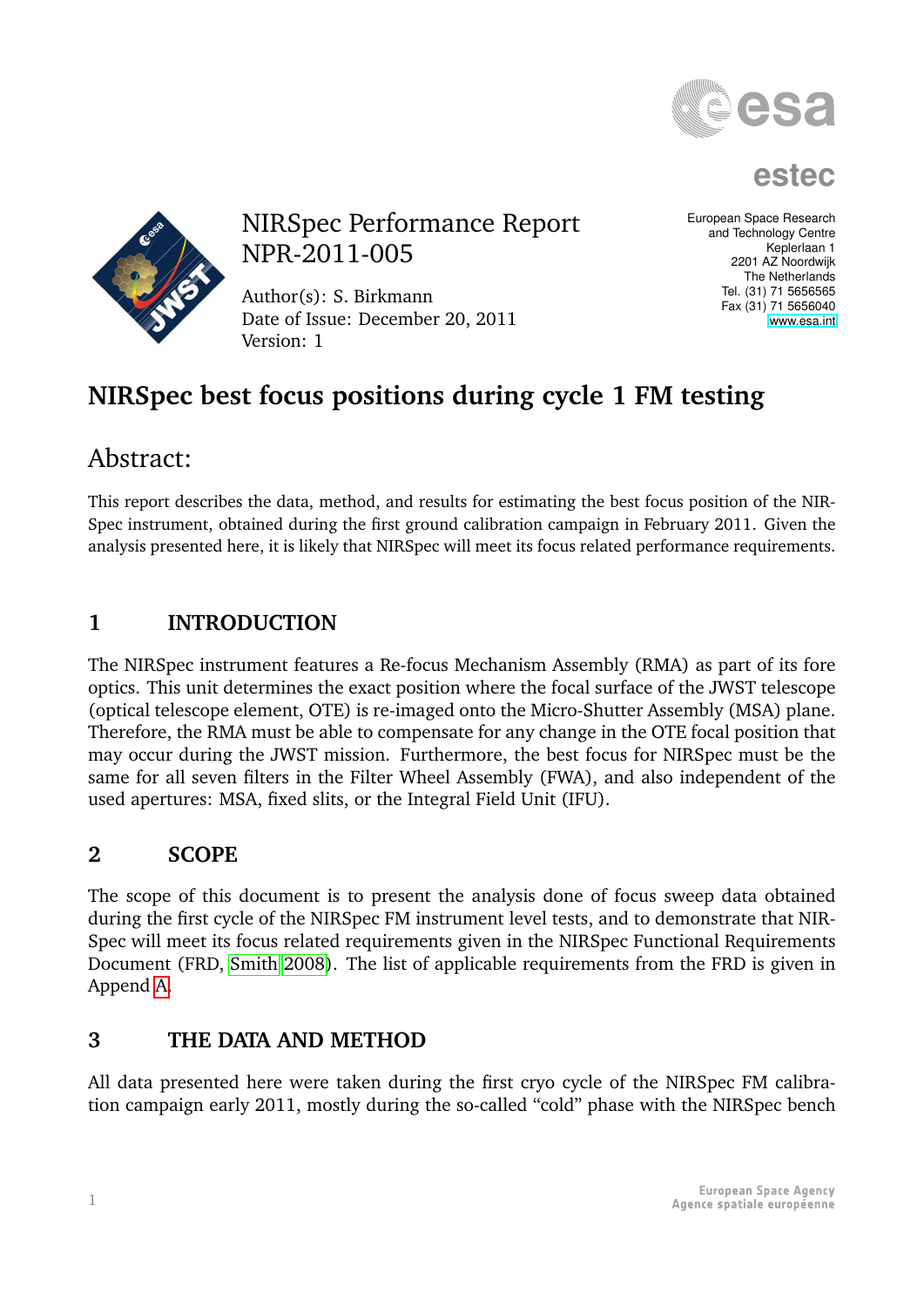NIRSpec Performance Report
NPR-2011-005

Author(s): S. Birkmann
Date of Issue: December 20, 2011
Version: 1

European Space Research
and Technology Centre
Keplerlaan 1
2201 AZ Noordwijk
The Netherlands
Tel. (31) 71 5656565
Fax (31) 71 5656040
www.esa.int

# NIRSpec best focus positions during cycle 1 FM testing

## Abstract:

This report describes the data, method, and results for estimating the best focus position of the NIRSpec instrument, obtained during the first ground calibration campaign in February 2011. Given the analysis presented here, it is likely that NIRSpec will meet its focus related performance requirements.

## 1 INTRODUCTION

The NIRSpec instrument features a Re-focus Mechanism Assembly (RMA) as part of its fore optics. This unit determines the exact position where the focal surface of the JWST telescope (optical telescope element, OTE) is re-imaged onto the Micro-Shutter Assembly (MSA) plane. Therefore, the RMA must be able to compensate for any change in the OTE focal position that may occur during the JWST mission. Furthermore, the best focus for NIRSpec must be the same for all seven filters in the Filter Wheel Assembly (FWA), and also independent of the used apertures: MSA, fixed slits, or the Integral Field Unit (IFU).

## 2 SCOPE

The scope of this document is to present the analysis done of focus sweep data obtained during the first cycle of the NIRSpec FM instrument level tests, and to demonstrate that NIRSpec will meet its focus related requirements given in the NIRSpec Functional Requirements Document (FRD, Smith 2008). The list of applicable requirements from the FRD is given in Append A.

## 3 THE DATA AND METHOD

All data presented here were taken during the first cryo cycle of the NIRSpec FM calibration campaign early 2011, mostly during the so-called "cold" phase with the NIRSpec bench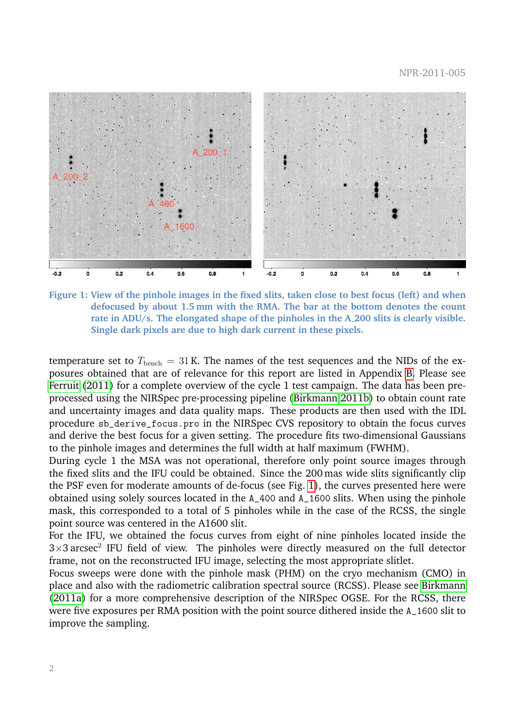Figure 1: View of the pinhole images in the fixed slits, taken close to best focus (left) and when defocused by about 1.5 mm with the RMA. The bar at the bottom denotes the count rate in ADU/s. The elongated shape of the pinholes in the A_200 slits is clearly visible. Single dark pixels are due to high dark current in these pixels.

temperature set to $T_{\mathrm{bench}} = 31\,\mathrm{K}$. The names of the test sequences and the NIDs of the exposures obtained that are of relevance for this report are listed in Appendix B. Please see Ferruit (2011) for a complete overview of the cycle 1 test campaign. The data has been pre-processed using the NIRSpec pre-processing pipeline (Birkmann 2011b) to obtain count rate and uncertainty images and data quality maps. These products are then used with the IDL procedure `sb_derive_focus.pro` in the NIRSpec CVS repository to obtain the focus curves and derive the best focus for a given setting. The procedure fits two-dimensional Gaussians to the pinhole images and determines the full width at half maximum (FWHM).

During cycle 1 the MSA was not operational, therefore only point source images through the fixed slits and the IFU could be obtained. Since the 200 mas wide slits significantly clip the PSF even for moderate amounts of de-focus (see Fig. 1), the curves presented here were obtained using solely sources located in the `A_400` and `A_1600` slits. When using the pinhole mask, this corresponded to a total of 5 pinholes while in the case of the RCSS, the single point source was centered in the A1600 slit.

For the IFU, we obtained the focus curves from eight of nine pinholes located inside the $3{\times}3\,\mathrm{arcsec}^2$ IFU field of view. The pinholes were directly measured on the full detector frame, not on the reconstructed IFU image, selecting the most appropriate slitlet.

Focus sweeps were done with the pinhole mask (PHM) on the cryo mechanism (CMO) in place and also with the radiometric calibration spectral source (RCSS). Please see Birkmann (2011a) for a more comprehensive description of the NIRSpec OGSE. For the RCSS, there were five exposures per RMA position with the point source dithered inside the `A_1600` slit to improve the sampling.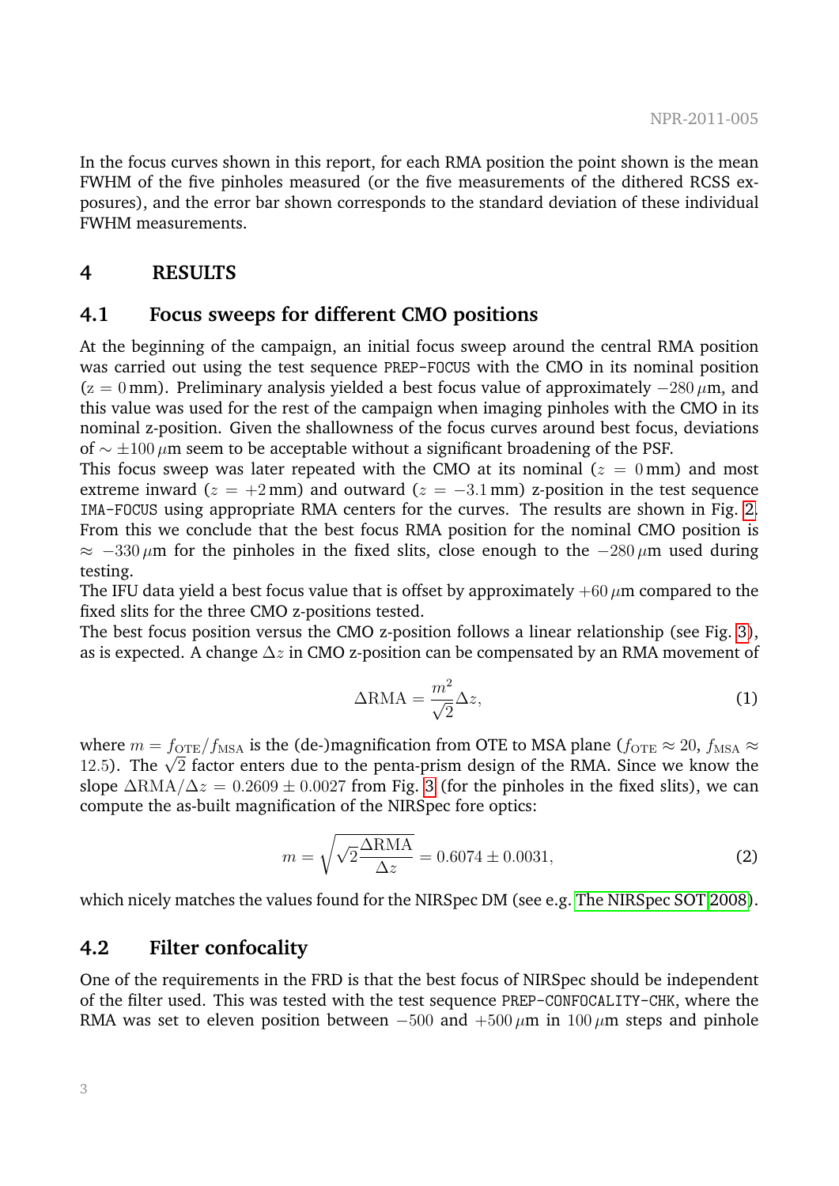In the focus curves shown in this report, for each RMA position the point shown is the mean FWHM of the five pinholes measured (or the five measurements of the dithered RCSS exposures), and the error bar shown corresponds to the standard deviation of these individual FWHM measurements.

# 4 RESULTS

## 4.1 Focus sweeps for different CMO positions

At the beginning of the campaign, an initial focus sweep around the central RMA position was carried out using the test sequence PREP-FOCUS with the CMO in its nominal position (z = 0 mm). Preliminary analysis yielded a best focus value of approximately $-280\,\mu$m, and this value was used for the rest of the campaign when imaging pinholes with the CMO in its nominal z-position. Given the shallowness of the focus curves around best focus, deviations of $\sim \pm 100\,\mu$m seem to be acceptable without a significant broadening of the PSF.

This focus sweep was later repeated with the CMO at its nominal ($z = 0$ mm) and most extreme inward ($z = +2$ mm) and outward ($z = -3.1$ mm) z-position in the test sequence IMA-FOCUS using appropriate RMA centers for the curves. The results are shown in Fig. 2. From this we conclude that the best focus RMA position for the nominal CMO position is $\approx -330\,\mu$m for the pinholes in the fixed slits, close enough to the $-280\,\mu$m used during testing.

The IFU data yield a best focus value that is offset by approximately $+60\,\mu$m compared to the fixed slits for the three CMO z-positions tested.

The best focus position versus the CMO z-position follows a linear relationship (see Fig. 3), as is expected. A change $\Delta z$ in CMO z-position can be compensated by an RMA movement of

$$\Delta\mathrm{RMA} = \frac{m^2}{\sqrt{2}}\Delta z, \tag{1}$$

where $m = f_{\mathrm{OTE}}/f_{\mathrm{MSA}}$ is the (de-)magnification from OTE to MSA plane ($f_{\mathrm{OTE}} \approx 20$, $f_{\mathrm{MSA}} \approx 12.5$). The $\sqrt{2}$ factor enters due to the penta-prism design of the RMA. Since we know the slope $\Delta\mathrm{RMA}/\Delta z = 0.2609 \pm 0.0027$ from Fig. 3 (for the pinholes in the fixed slits), we can compute the as-built magnification of the NIRSpec fore optics:

$$m = \sqrt{\sqrt{2}\frac{\Delta\mathrm{RMA}}{\Delta z}} = 0.6074 \pm 0.0031, \tag{2}$$

which nicely matches the values found for the NIRSpec DM (see e.g. The NIRSpec SOT 2008).

## 4.2 Filter confocality

One of the requirements in the FRD is that the best focus of NIRSpec should be independent of the filter used. This was tested with the test sequence PREP-CONFOCALITY-CHK, where the RMA was set to eleven position between $-500$ and $+500\,\mu$m in $100\,\mu$m steps and pinhole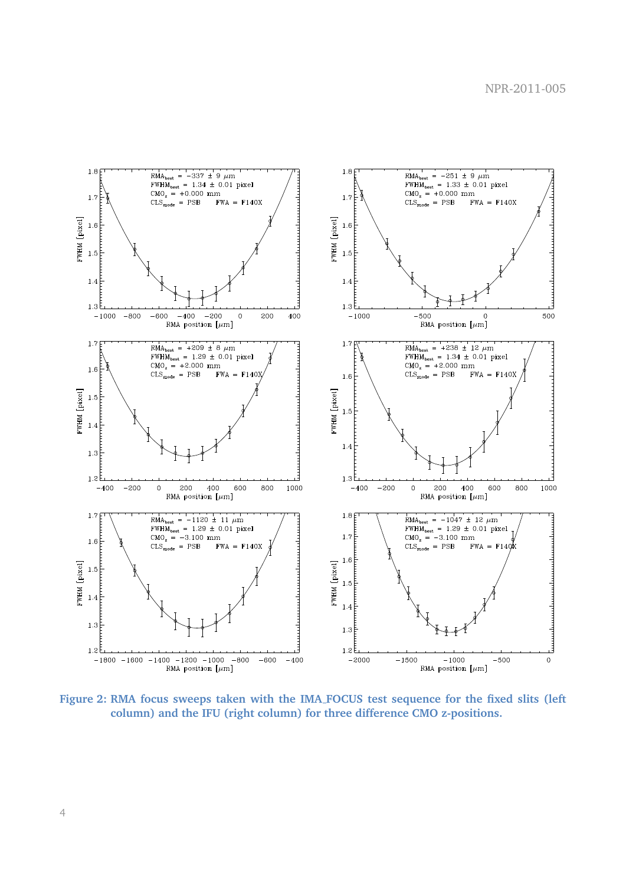**Figure 2: RMA focus sweeps taken with the IMA_FOCUS test sequence for the fixed slits (left column) and the IFU (right column) for three difference CMO z-positions.**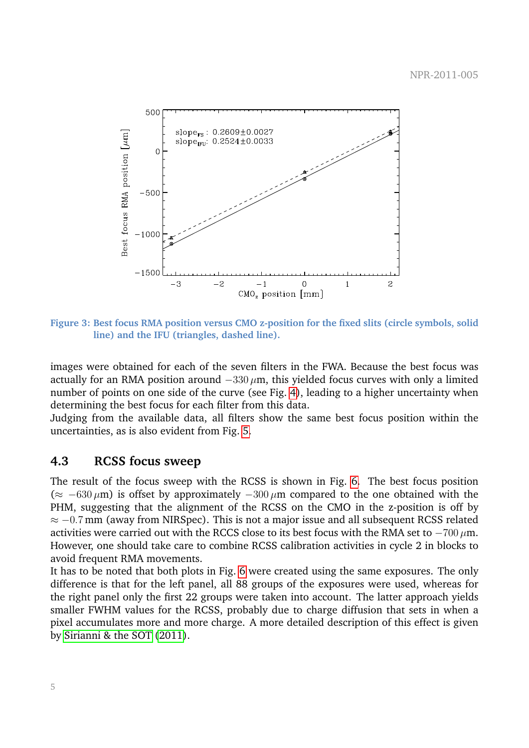Figure 3: Best focus RMA position versus CMO z-position for the fixed slits (circle symbols, solid line) and the IFU (triangles, dashed line).

images were obtained for each of the seven filters in the FWA. Because the best focus was actually for an RMA position around $-330\,\mu$m, this yielded focus curves with only a limited number of points on one side of the curve (see Fig. 4), leading to a higher uncertainty when determining the best focus for each filter from this data.
Judging from the available data, all filters show the same best focus position within the uncertainties, as is also evident from Fig. 5.

### 4.3 RCSS focus sweep

The result of the focus sweep with the RCSS is shown in Fig. 6. The best focus position ($\approx -630\,\mu$m) is offset by approximately $-300\,\mu$m compared to the one obtained with the PHM, suggesting that the alignment of the RCSS on the CMO in the z-position is off by $\approx -0.7$ mm (away from NIRSpec). This is not a major issue and all subsequent RCSS related activities were carried out with the RCCS close to its best focus with the RMA set to $-700\,\mu$m. However, one should take care to combine RCSS calibration activities in cycle 2 in blocks to avoid frequent RMA movements.
It has to be noted that both plots in Fig. 6 were created using the same exposures. The only difference is that for the left panel, all 88 groups of the exposures were used, whereas for the right panel only the first 22 groups were taken into account. The latter approach yields smaller FWHM values for the RCSS, probably due to charge diffusion that sets in when a pixel accumulates more and more charge. A more detailed description of this effect is given by Sirianni & the SOT (2011).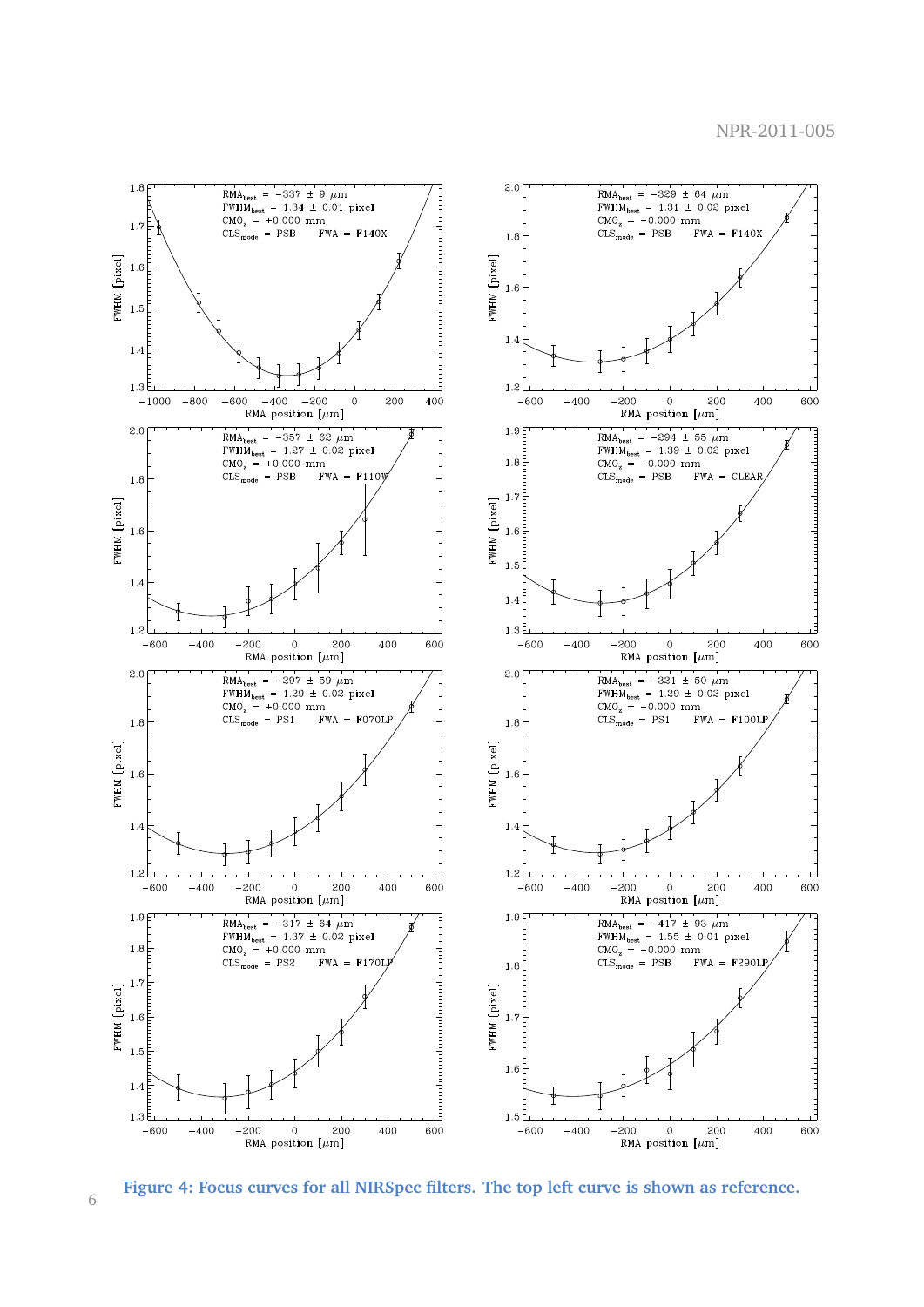Figure 4: Focus curves for all NIRSpec filters. The top left curve is shown as reference.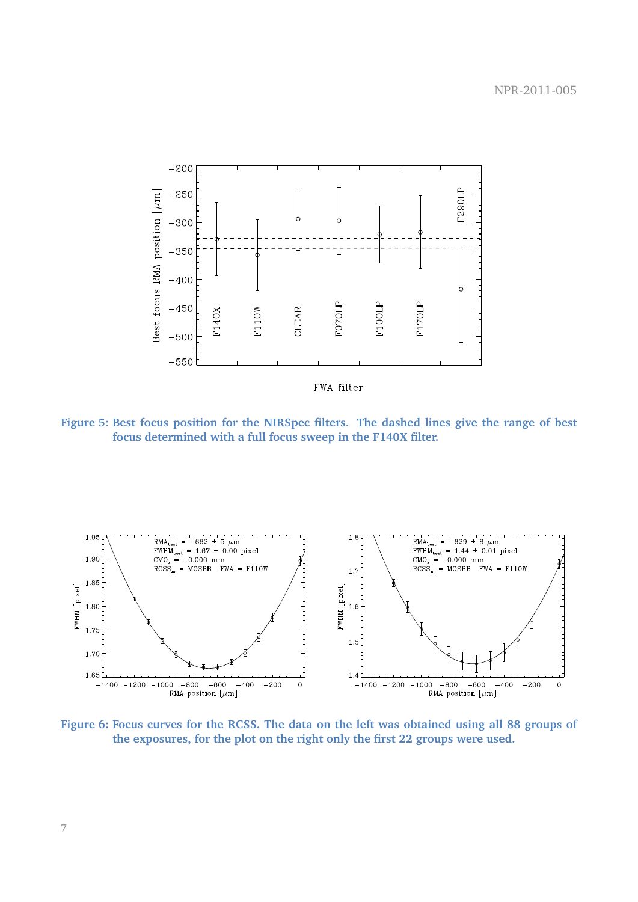Figure 5: Best focus position for the NIRSpec filters. The dashed lines give the range of best focus determined with a full focus sweep in the F140X filter.

Figure 6: Focus curves for the RCSS. The data on the left was obtained using all 88 groups of the exposures, for the plot on the right only the first 22 groups were used.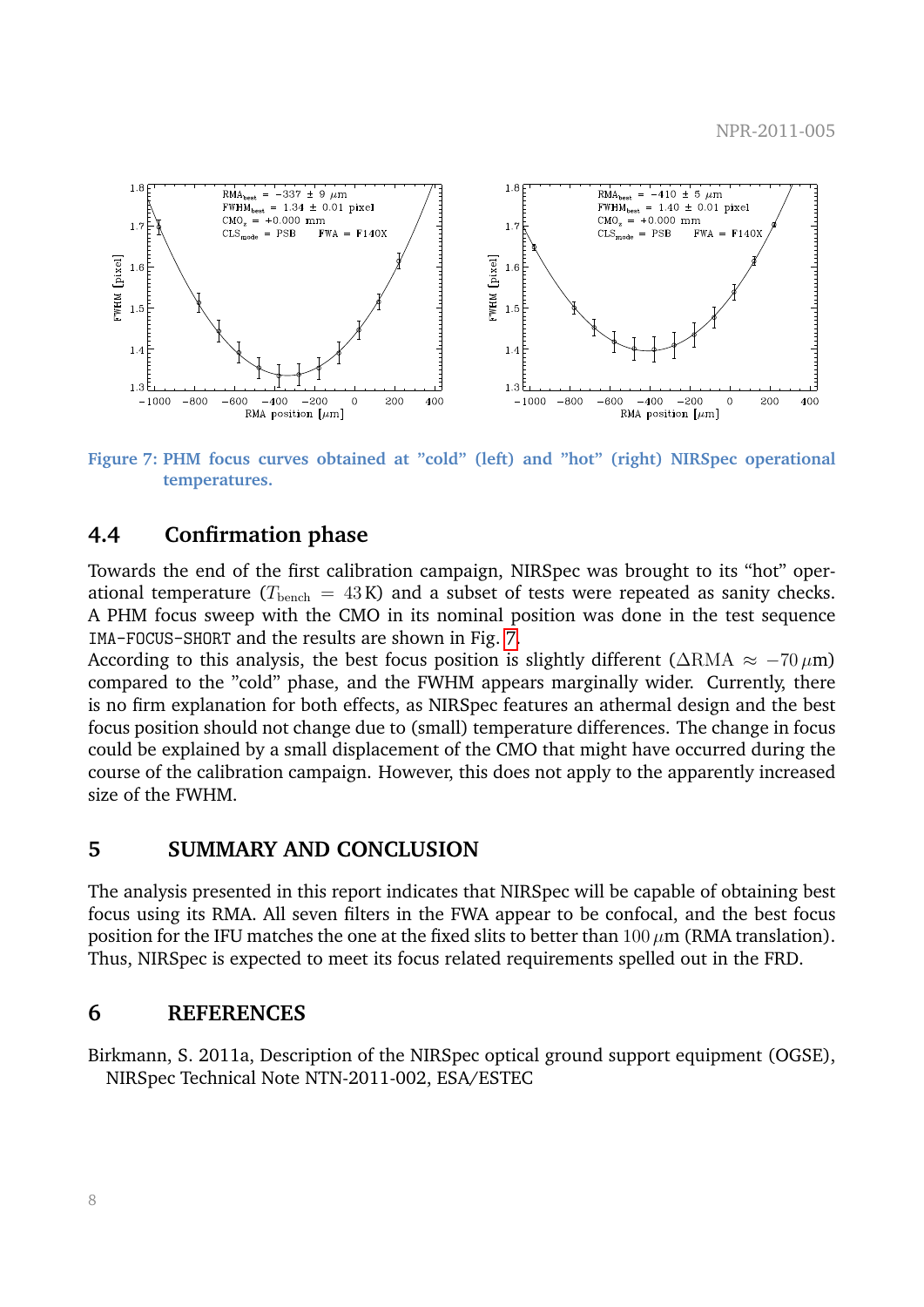Figure 7: PHM focus curves obtained at "cold" (left) and "hot" (right) NIRSpec operational temperatures.

## 4.4 Confirmation phase

Towards the end of the first calibration campaign, NIRSpec was brought to its "hot" operational temperature ($T_{\text{bench}} = 43\,\text{K}$) and a subset of tests were repeated as sanity checks. A PHM focus sweep with the CMO in its nominal position was done in the test sequence `IMA-FOCUS-SHORT` and the results are shown in Fig. 7.

According to this analysis, the best focus position is slightly different ($\Delta\text{RMA} \approx -70\,\mu\text{m}$) compared to the "cold" phase, and the FWHM appears marginally wider. Currently, there is no firm explanation for both effects, as NIRSpec features an athermal design and the best focus position should not change due to (small) temperature differences. The change in focus could be explained by a small displacement of the CMO that might have occurred during the course of the calibration campaign. However, this does not apply to the apparently increased size of the FWHM.

# 5 SUMMARY AND CONCLUSION

The analysis presented in this report indicates that NIRSpec will be capable of obtaining best focus using its RMA. All seven filters in the FWA appear to be confocal, and the best focus position for the IFU matches the one at the fixed slits to better than $100\,\mu\text{m}$ (RMA translation). Thus, NIRSpec is expected to meet its focus related requirements spelled out in the FRD.

# 6 REFERENCES

Birkmann, S. 2011a, Description of the NIRSpec optical ground support equipment (OGSE), NIRSpec Technical Note NTN-2011-002, ESA/ESTEC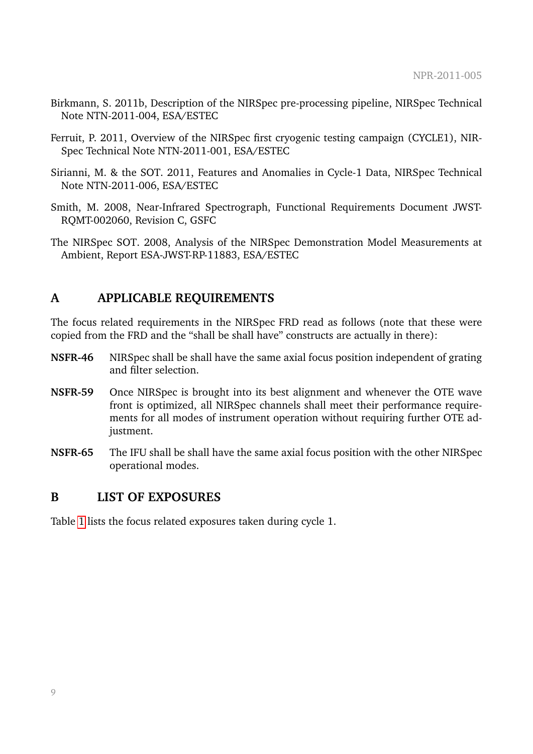Birkmann, S. 2011b, Description of the NIRSpec pre-processing pipeline, NIRSpec Technical Note NTN-2011-004, ESA/ESTEC

Ferruit, P. 2011, Overview of the NIRSpec first cryogenic testing campaign (CYCLE1), NIRSpec Technical Note NTN-2011-001, ESA/ESTEC

Sirianni, M. & the SOT. 2011, Features and Anomalies in Cycle-1 Data, NIRSpec Technical Note NTN-2011-006, ESA/ESTEC

Smith, M. 2008, Near-Infrared Spectrograph, Functional Requirements Document JWST-RQMT-002060, Revision C, GSFC

The NIRSpec SOT. 2008, Analysis of the NIRSpec Demonstration Model Measurements at Ambient, Report ESA-JWST-RP-11883, ESA/ESTEC

# A APPLICABLE REQUIREMENTS

The focus related requirements in the NIRSpec FRD read as follows (note that these were copied from the FRD and the "shall be shall have" constructs are actually in there):

**NSFR-46** NIRSpec shall be shall have the same axial focus position independent of grating and filter selection.

**NSFR-59** Once NIRSpec is brought into its best alignment and whenever the OTE wave front is optimized, all NIRSpec channels shall meet their performance requirements for all modes of instrument operation without requiring further OTE adjustment.

**NSFR-65** The IFU shall be shall have the same axial focus position with the other NIRSpec operational modes.

# B LIST OF EXPOSURES

Table 1 lists the focus related exposures taken during cycle 1.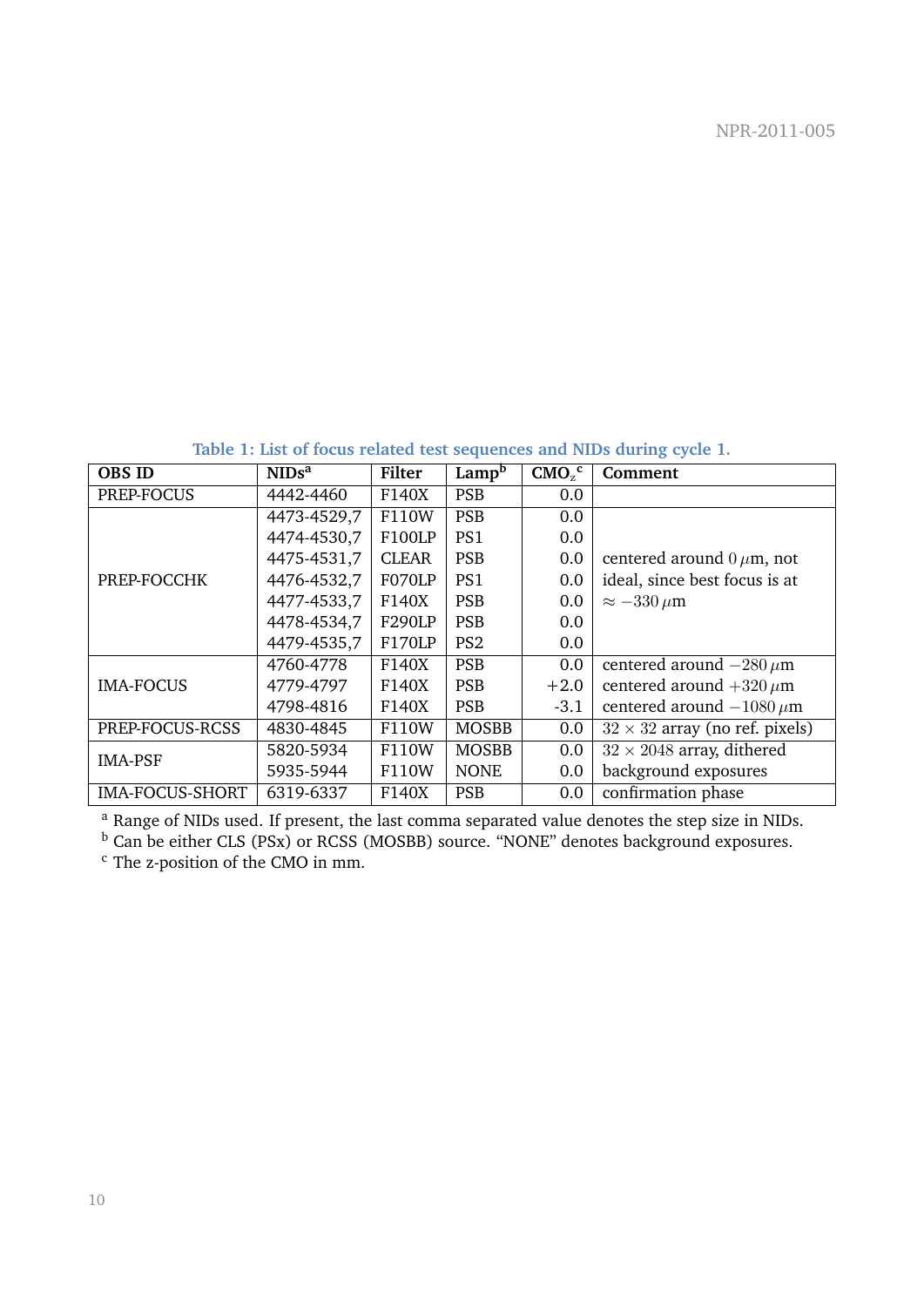**Table 1: List of focus related test sequences and NIDs during cycle 1.**

| OBS ID | NIDs[a] | Filter | Lamp[b] | $CMO_z$[c] | Comment |
|---|---|---|---|---|---|
| PREP-FOCUS | 4442-4460 | F140X | PSB | 0.0 | |
| PREP-FOCCHK | 4473-4529,7 | F110W | PSB | 0.0 | centered around $0\,\mu$m, not ideal, since best focus is at $\approx -330\,\mu$m |
| | 4474-4530,7 | F100LP | PS1 | 0.0 | |
| | 4475-4531,7 | CLEAR | PSB | 0.0 | |
| | 4476-4532,7 | F070LP | PS1 | 0.0 | |
| | 4477-4533,7 | F140X | PSB | 0.0 | |
| | 4478-4534,7 | F290LP | PSB | 0.0 | |
| | 4479-4535,7 | F170LP | PS2 | 0.0 | |
| IMA-FOCUS | 4760-4778 | F140X | PSB | 0.0 | centered around $-280\,\mu$m |
| | 4779-4797 | F140X | PSB | +2.0 | centered around $+320\,\mu$m |
| | 4798-4816 | F140X | PSB | -3.1 | centered around $-1080\,\mu$m |
| PREP-FOCUS-RCSS | 4830-4845 | F110W | MOSBB | 0.0 | $32 \times 32$ array (no ref. pixels) |
| IMA-PSF | 5820-5934 | F110W | MOSBB | 0.0 | $32 \times 2048$ array, dithered |
| | 5935-5944 | F110W | NONE | 0.0 | background exposures |
| IMA-FOCUS-SHORT | 6319-6337 | F140X | PSB | 0.0 | confirmation phase |

[a] Range of NIDs used. If present, the last comma separated value denotes the step size in NIDs.
[b] Can be either CLS (PSx) or RCSS (MOSBB) source. "NONE" denotes background exposures.
[c] The z-position of the CMO in mm.